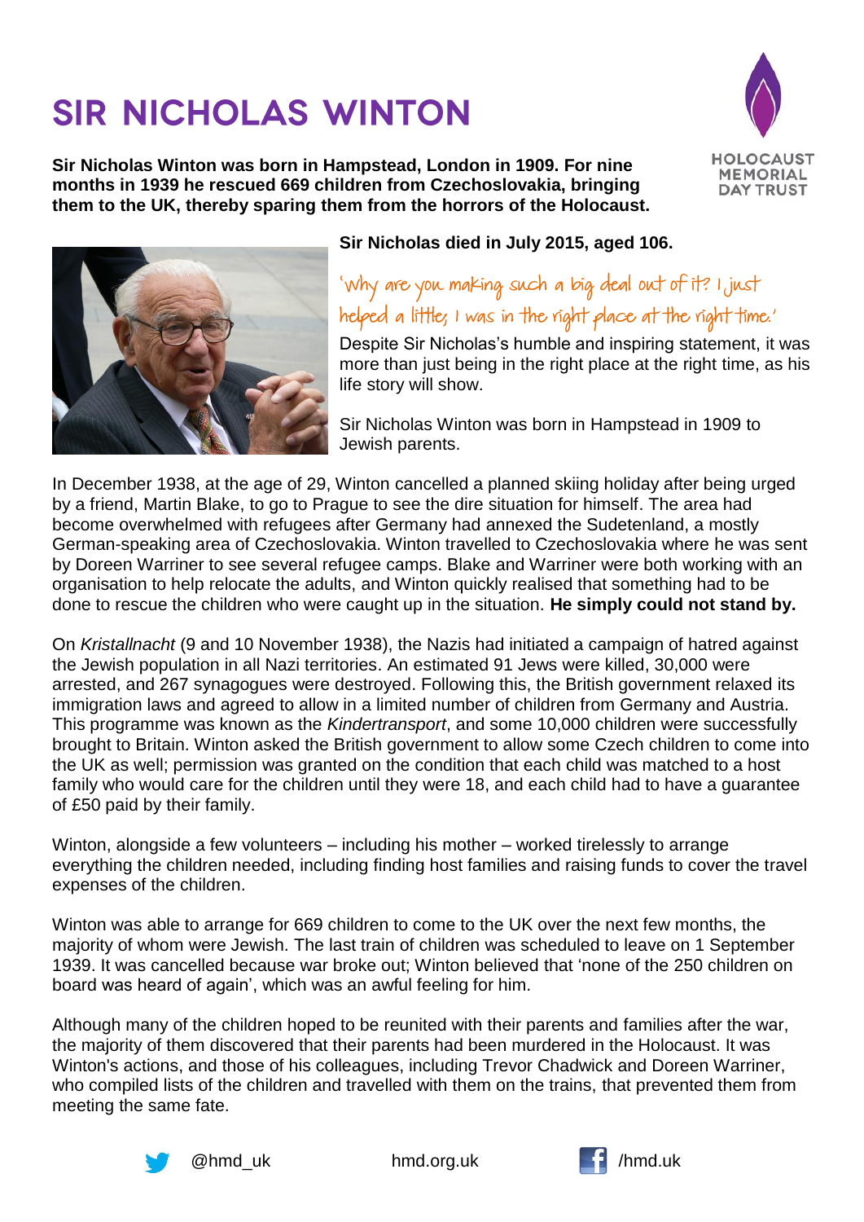# SIR NICHOLAS WINTON

**Sir Nicholas Winton was born in Hampstead, London in 1909. For nine months in 1939 he rescued 669 children from Czechoslovakia, bringing them to the UK, thereby sparing them from the horrors of the Holocaust.**

HOLOCAUST MEMORIAL DAY TRUST

**Sir Nicholas died in July 2015, aged 106.**

'Why are you making such a big deal out of it? I just helped a little; I was in the right place at the right time.'

Despite Sir Nicholas's humble and inspiring statement, it was more than just being in the right place at the right time, as his life story will show.

Sir Nicholas Winton was born in Hampstead in 1909 to Jewish parents.

In December 1938, at the age of 29, Winton cancelled a planned skiing holiday after being urged by a friend, Martin Blake, to go to Prague to see the dire situation for himself. The area had become overwhelmed with refugees after Germany had annexed the Sudetenland, a mostly German-speaking area of Czechoslovakia. Winton travelled to Czechoslovakia where he was sent by Doreen Warriner to see several refugee camps. Blake and Warriner were both working with an organisation to help relocate the adults, and Winton quickly realised that something had to be done to rescue the children who were caught up in the situation. **He simply could not stand by.**

On *Kristallnacht* (9 and 10 November 1938), the Nazis had initiated a campaign of hatred against the Jewish population in all Nazi territories. An estimated 91 Jews were killed, 30,000 were arrested, and 267 synagogues were destroyed. Following this, the British government relaxed its immigration laws and agreed to allow in a limited number of children from Germany and Austria. This programme was known as the *Kindertransport*, and some 10,000 children were successfully brought to Britain. Winton asked the British government to allow some Czech children to come into the UK as well; permission was granted on the condition that each child was matched to a host family who would care for the children until they were 18, and each child had to have a guarantee of £50 paid by their family.

Winton, alongside a few volunteers – including his mother – worked tirelessly to arrange everything the children needed, including finding host families and raising funds to cover the travel expenses of the children.

Winton was able to arrange for 669 children to come to the UK over the next few months, the majority of whom were Jewish. The last train of children was scheduled to leave on 1 September 1939. It was cancelled because war broke out; Winton believed that 'none of the 250 children on board was heard of again', which was an awful feeling for him.

Although many of the children hoped to be reunited with their parents and families after the war, the majority of them discovered that their parents had been murdered in the Holocaust. It was Winton's actions, and those of his colleagues, including Trevor Chadwick and Doreen Warriner, who compiled lists of the children and travelled with them on the trains, that prevented them from meeting the same fate.

@hmd_uk hmd.org.uk /hmd.uk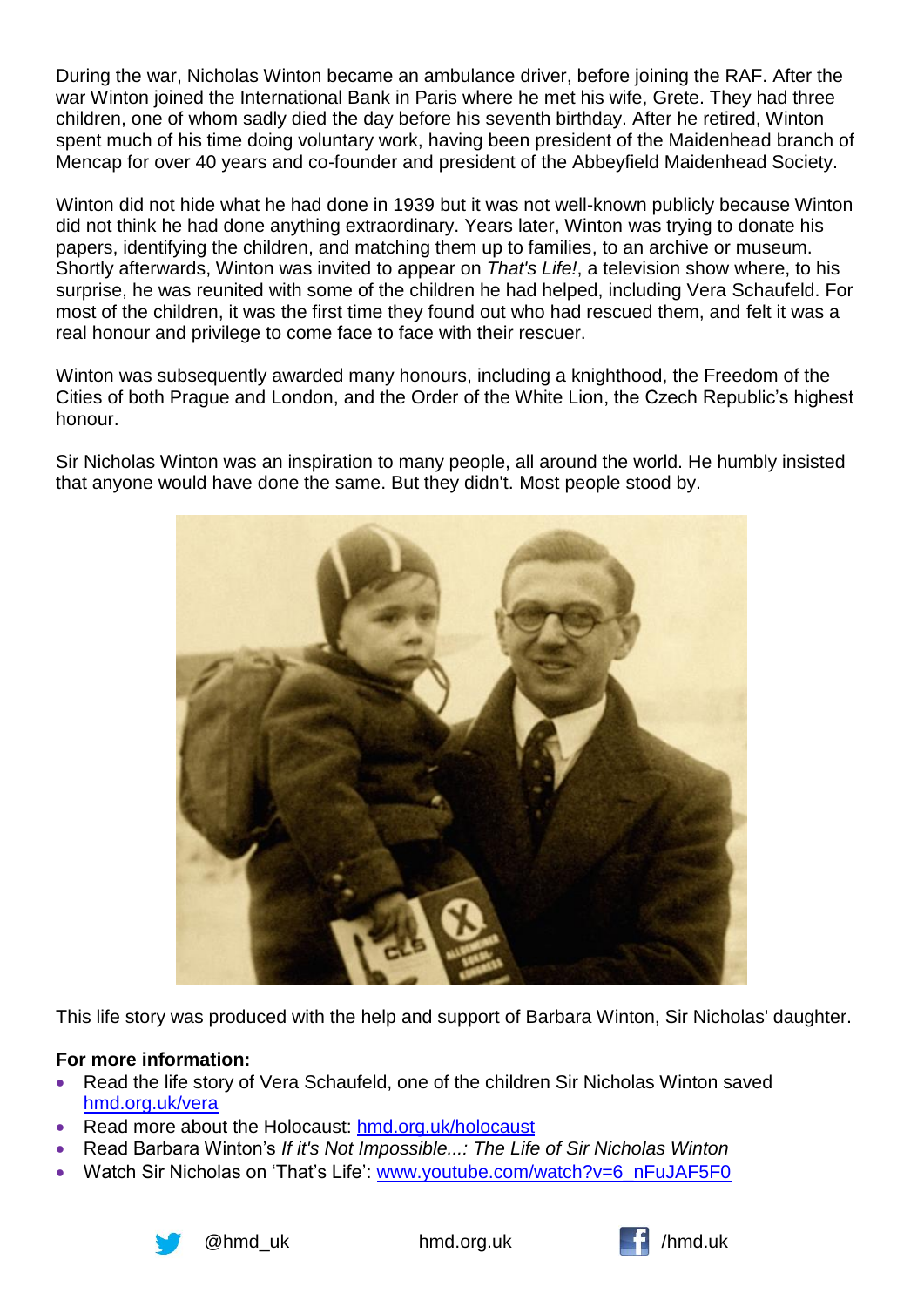During the war, Nicholas Winton became an ambulance driver, before joining the RAF. After the war Winton joined the International Bank in Paris where he met his wife, Grete. They had three children, one of whom sadly died the day before his seventh birthday. After he retired, Winton spent much of his time doing voluntary work, having been president of the Maidenhead branch of Mencap for over 40 years and co-founder and president of the Abbeyfield Maidenhead Society.

Winton did not hide what he had done in 1939 but it was not well-known publicly because Winton did not think he had done anything extraordinary. Years later, Winton was trying to donate his papers, identifying the children, and matching them up to families, to an archive or museum. Shortly afterwards, Winton was invited to appear on *That's Life!*, a television show where, to his surprise, he was reunited with some of the children he had helped, including Vera Schaufeld. For most of the children, it was the first time they found out who had rescued them, and felt it was a real honour and privilege to come face to face with their rescuer.

Winton was subsequently awarded many honours, including a knighthood, the Freedom of the Cities of both Prague and London, and the Order of the White Lion, the Czech Republic's highest honour.

Sir Nicholas Winton was an inspiration to many people, all around the world. He humbly insisted that anyone would have done the same. But they didn't. Most people stood by.

This life story was produced with the help and support of Barbara Winton, Sir Nicholas' daughter.

**For more information:**

- Read the life story of Vera Schaufeld, one of the children Sir Nicholas Winton saved hmd.org.uk/vera
- Read more about the Holocaust: hmd.org.uk/holocaust
- Read Barbara Winton's *If it's Not Impossible...: The Life of Sir Nicholas Winton*
- Watch Sir Nicholas on 'That's Life': www.youtube.com/watch?v=6_nFuJAF5F0

@hmd_uk hmd.org.uk /hmd.uk